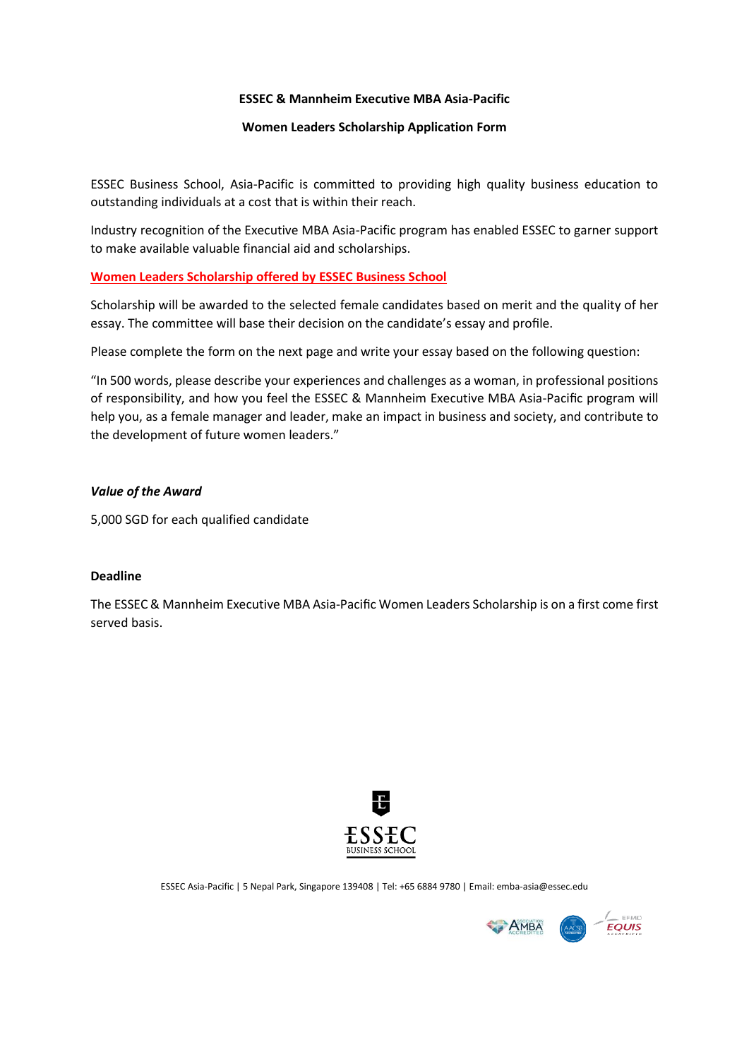**ESSEC & Mannheim Executive MBA Asia-Pacific**

**Women Leaders Scholarship Application Form**

ESSEC Business School, Asia-Pacific is committed to providing high quality business education to outstanding individuals at a cost that is within their reach.

Industry recognition of the Executive MBA Asia-Pacific program has enabled ESSEC to garner support to make available valuable financial aid and scholarships.

**Women Leaders Scholarship offered by ESSEC Business School**

Scholarship will be awarded to the selected female candidates based on merit and the quality of her essay. The committee will base their decision on the candidate's essay and profile.

Please complete the form on the next page and write your essay based on the following question:

"In 500 words, please describe your experiences and challenges as a woman, in professional positions of responsibility, and how you feel the ESSEC & Mannheim Executive MBA Asia-Pacific program will help you, as a female manager and leader, make an impact in business and society, and contribute to the development of future women leaders."

***Value of the Award***

5,000 SGD for each qualified candidate

**Deadline**

The ESSEC & Mannheim Executive MBA Asia-Pacific Women Leaders Scholarship is on a first come first served basis.

ESSEC Asia-Pacific | 5 Nepal Park, Singapore 139408 | Tel: +65 6884 9780 | Email: emba-asia@essec.edu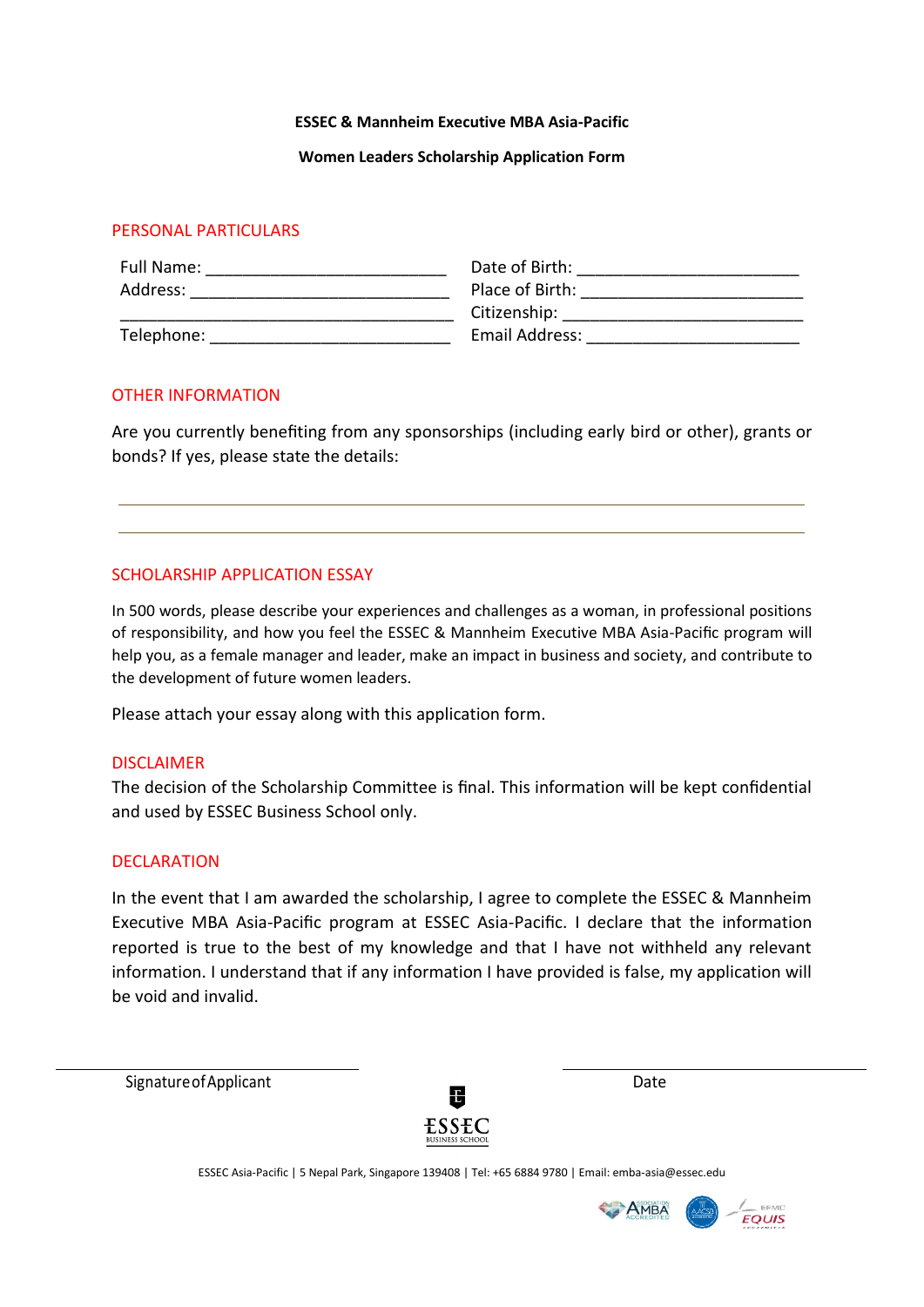**ESSEC & Mannheim Executive MBA Asia-Pacific**

**Women Leaders Scholarship Application Form**

## PERSONAL PARTICULARS

Full Name: ___________________________

Address: ____________________________

____________________________________

Telephone: ___________________________

Date of Birth: ________________________

Place of Birth: _______________________

Citizenship: _________________________

Email Address: _______________________

## OTHER INFORMATION

Are you currently benefiting from any sponsorships (including early bird or other), grants or bonds? If yes, please state the details:

____________________________________________________________

____________________________________________________________

## SCHOLARSHIP APPLICATION ESSAY

In 500 words, please describe your experiences and challenges as a woman, in professional positions of responsibility, and how you feel the ESSEC & Mannheim Executive MBA Asia-Pacific program will help you, as a female manager and leader, make an impact in business and society, and contribute to the development of future women leaders.

Please attach your essay along with this application form.

## DISCLAIMER

The decision of the Scholarship Committee is final. This information will be kept confidential and used by ESSEC Business School only.

## DECLARATION

In the event that I am awarded the scholarship, I agree to complete the ESSEC & Mannheim Executive MBA Asia-Pacific program at ESSEC Asia-Pacific. I declare that the information reported is true to the best of my knowledge and that I have not withheld any relevant information. I understand that if any information I have provided is false, my application will be void and invalid.

______________________________

Signature of Applicant

______________________________

Date

ESSEC BUSINESS SCHOOL

ESSEC Asia-Pacific | 5 Nepal Park, Singapore 139408 | Tel: +65 6884 9780 | Email: emba-asia@essec.edu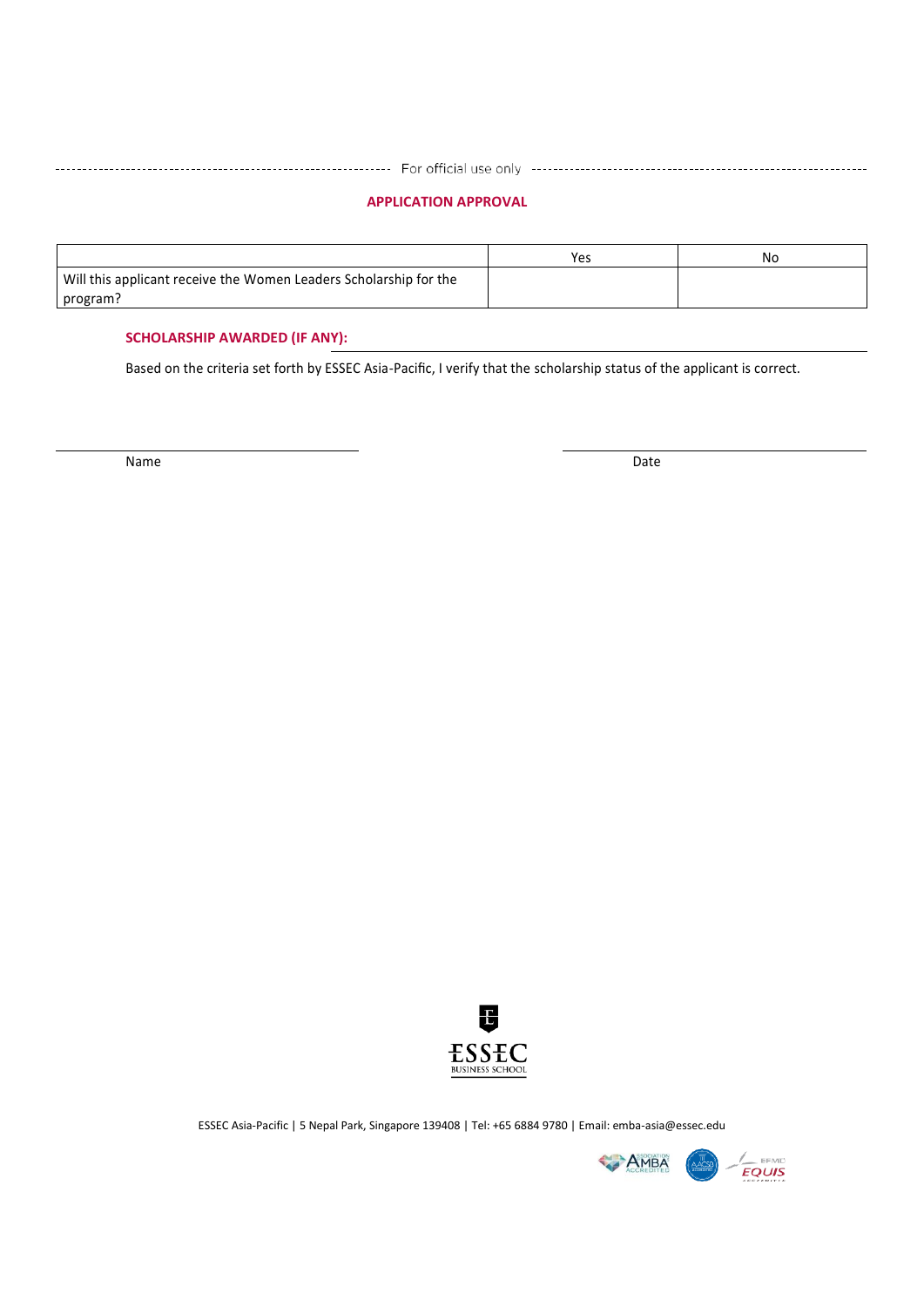For official use only

## APPLICATION APPROVAL

| | Yes | No |
|---|---|---|
| Will this applicant receive the Women Leaders Scholarship for the program? | | |

**SCHOLARSHIP AWARDED (IF ANY):**

Based on the criteria set forth by ESSEC Asia-Pacific, I verify that the scholarship status of the applicant is correct.

Name

Date

ESSEC Asia-Pacific | 5 Nepal Park, Singapore 139408 | Tel: +65 6884 9780 | Email: emba-asia@essec.edu